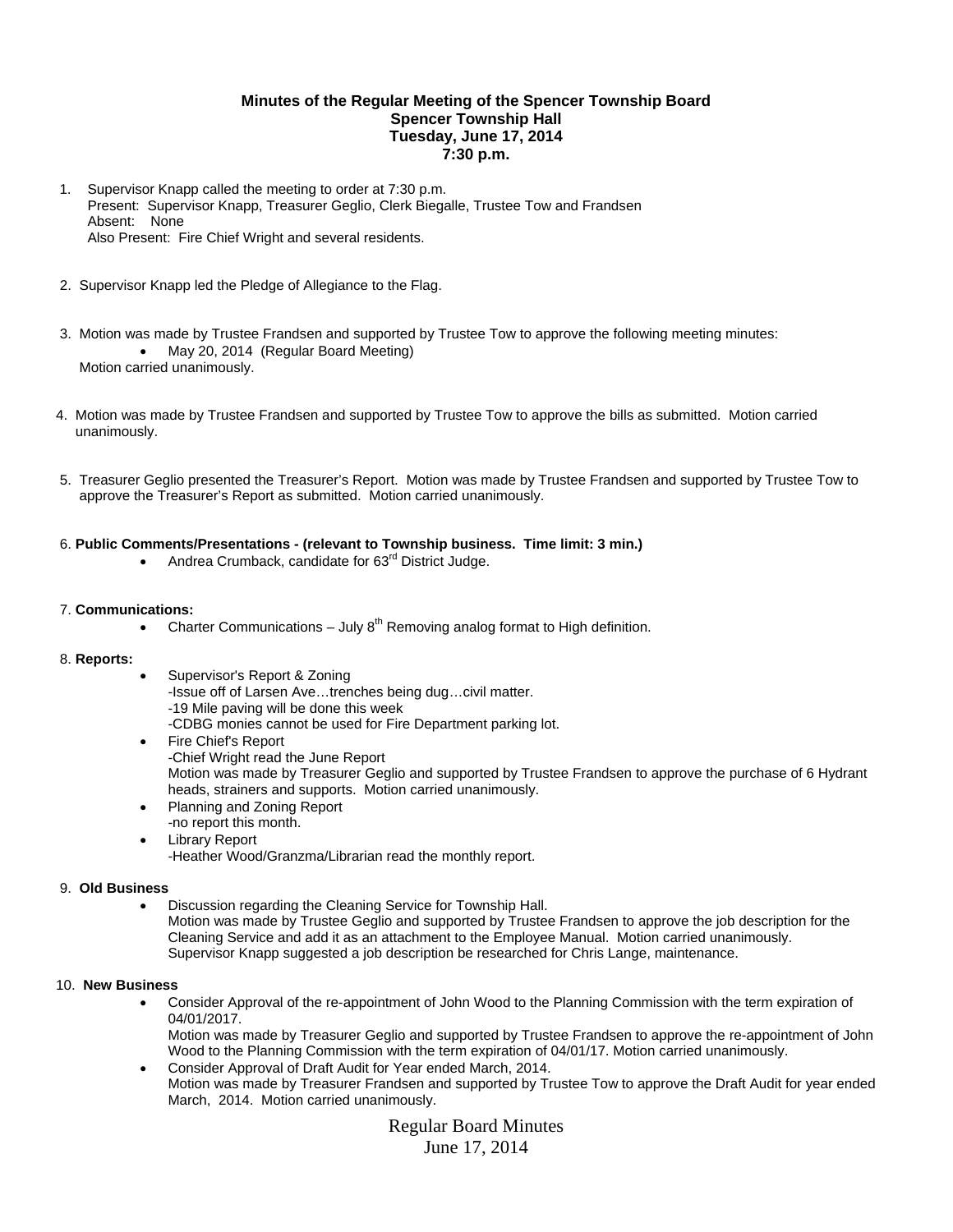**Minutes of the Regular Meeting of the Spencer Township Board**
**Spencer Township Hall**
**Tuesday, June 17, 2014**
**7:30 p.m.**

1. Supervisor Knapp called the meeting to order at 7:30 p.m.
   Present: Supervisor Knapp, Treasurer Geglio, Clerk Biegalle, Trustee Tow and Frandsen
   Absent: None
   Also Present: Fire Chief Wright and several residents.

2. Supervisor Knapp led the Pledge of Allegiance to the Flag.

3. Motion was made by Trustee Frandsen and supported by Trustee Tow to approve the following meeting minutes:
   - May 20, 2014 (Regular Board Meeting)

   Motion carried unanimously.

4. Motion was made by Trustee Frandsen and supported by Trustee Tow to approve the bills as submitted. Motion carried unanimously.

5. Treasurer Geglio presented the Treasurer's Report. Motion was made by Trustee Frandsen and supported by Trustee Tow to approve the Treasurer's Report as submitted. Motion carried unanimously.

6. **Public Comments/Presentations - (relevant to Township business. Time limit: 3 min.)**
   - Andrea Crumback, candidate for 63rd District Judge.

7. **Communications:**
   - Charter Communications – July 8th Removing analog format to High definition.

8. **Reports:**
   - Supervisor's Report & Zoning
     -Issue off of Larsen Ave…trenches being dug…civil matter.
     -19 Mile paving will be done this week
     -CDBG monies cannot be used for Fire Department parking lot.
   - Fire Chief's Report
     -Chief Wright read the June Report
     Motion was made by Treasurer Geglio and supported by Trustee Frandsen to approve the purchase of 6 Hydrant heads, strainers and supports. Motion carried unanimously.
   - Planning and Zoning Report
     -no report this month.
   - Library Report
     -Heather Wood/Granzma/Librarian read the monthly report.

9. **Old Business**
   - Discussion regarding the Cleaning Service for Township Hall.
     Motion was made by Trustee Geglio and supported by Trustee Frandsen to approve the job description for the Cleaning Service and add it as an attachment to the Employee Manual. Motion carried unanimously.
     Supervisor Knapp suggested a job description be researched for Chris Lange, maintenance.

10. **New Business**
    - Consider Approval of the re-appointment of John Wood to the Planning Commission with the term expiration of 04/01/2017.
      Motion was made by Treasurer Geglio and supported by Trustee Frandsen to approve the re-appointment of John Wood to the Planning Commission with the term expiration of 04/01/17. Motion carried unanimously.
    - Consider Approval of Draft Audit for Year ended March, 2014.
      Motion was made by Treasurer Frandsen and supported by Trustee Tow to approve the Draft Audit for year ended March, 2014. Motion carried unanimously.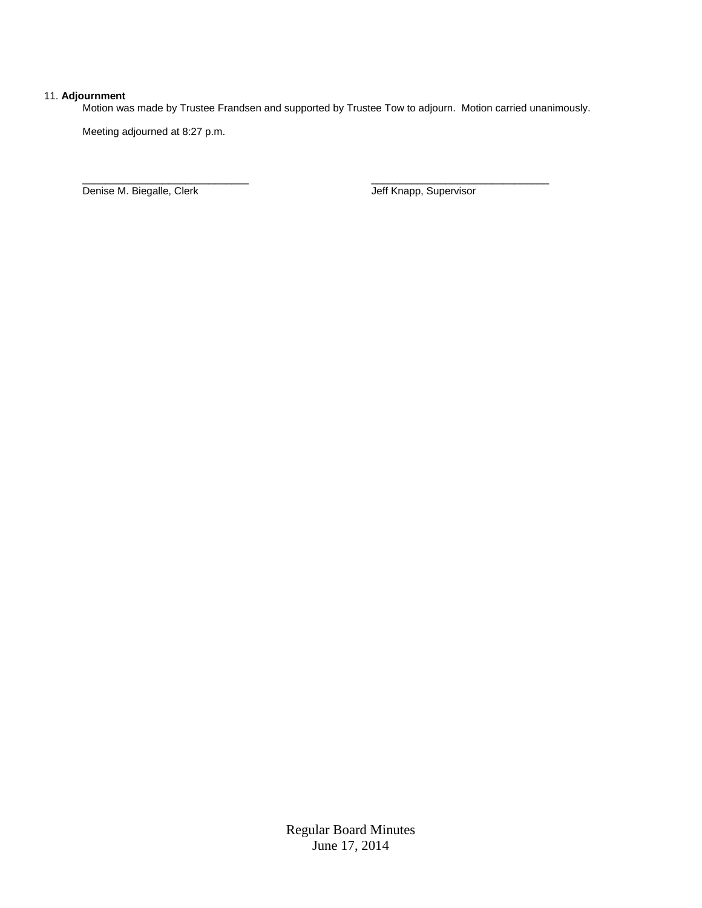11. **Adjournment**

Motion was made by Trustee Frandsen and supported by Trustee Tow to adjourn. Motion carried unanimously.

Meeting adjourned at 8:27 p.m.

| | |
|---|---|
| ______________________________ | ________________________________ |
| Denise M. Biegalle, Clerk | Jeff Knapp, Supervisor |